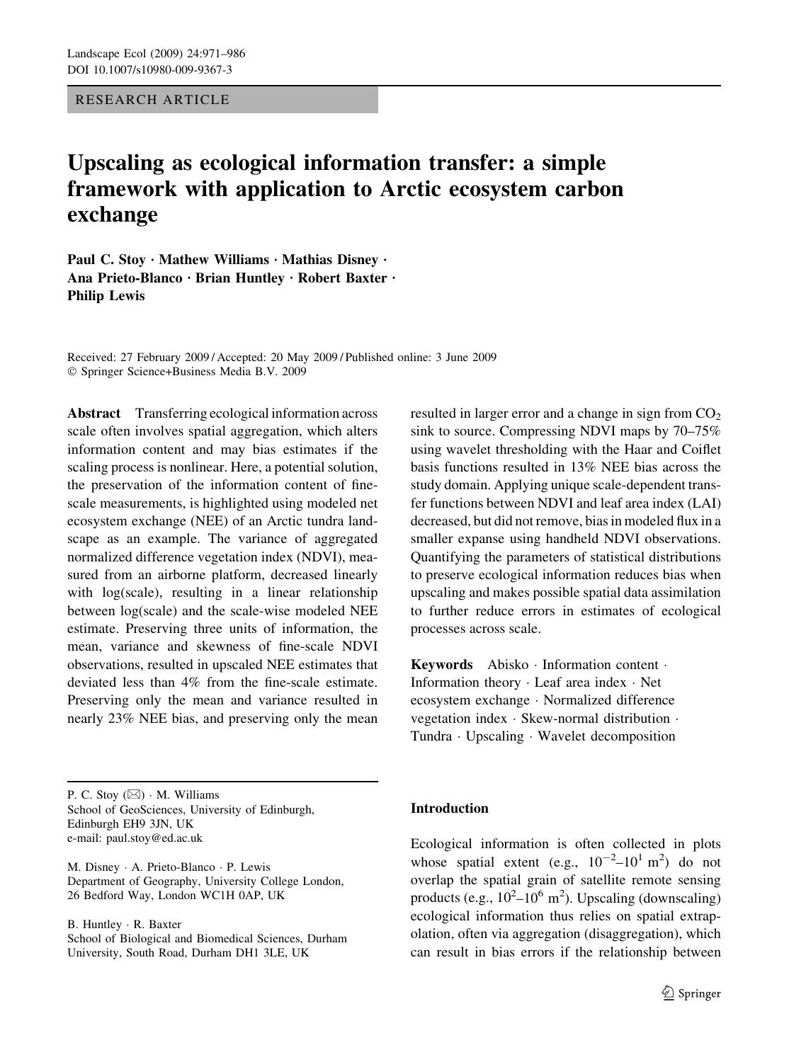RESEARCH ARTICLE

# Upscaling as ecological information transfer: a simple framework with application to Arctic ecosystem carbon exchange

**Paul C. Stoy · Mathew Williams · Mathias Disney · Ana Prieto-Blanco · Brian Huntley · Robert Baxter · Philip Lewis**

Received: 27 February 2009 / Accepted: 20 May 2009 / Published online: 3 June 2009
© Springer Science+Business Media B.V. 2009

**Abstract** Transferring ecological information across scale often involves spatial aggregation, which alters information content and may bias estimates if the scaling process is nonlinear. Here, a potential solution, the preservation of the information content of fine-scale measurements, is highlighted using modeled net ecosystem exchange (NEE) of an Arctic tundra landscape as an example. The variance of aggregated normalized difference vegetation index (NDVI), measured from an airborne platform, decreased linearly with log(scale), resulting in a linear relationship between log(scale) and the scale-wise modeled NEE estimate. Preserving three units of information, the mean, variance and skewness of fine-scale NDVI observations, resulted in upscaled NEE estimates that deviated less than 4% from the fine-scale estimate. Preserving only the mean and variance resulted in nearly 23% NEE bias, and preserving only the mean resulted in larger error and a change in sign from $CO_2$ sink to source. Compressing NDVI maps by 70–75% using wavelet thresholding with the Haar and Coiflet basis functions resulted in 13% NEE bias across the study domain. Applying unique scale-dependent transfer functions between NDVI and leaf area index (LAI) decreased, but did not remove, bias in modeled flux in a smaller expanse using handheld NDVI observations. Quantifying the parameters of statistical distributions to preserve ecological information reduces bias when upscaling and makes possible spatial data assimilation to further reduce errors in estimates of ecological processes across scale.

**Keywords** Abisko · Information content · Information theory · Leaf area index · Net ecosystem exchange · Normalized difference vegetation index · Skew-normal distribution · Tundra · Upscaling · Wavelet decomposition

P. C. Stoy (✉) · M. Williams
School of GeoSciences, University of Edinburgh, Edinburgh EH9 3JN, UK
e-mail: paul.stoy@ed.ac.uk

M. Disney · A. Prieto-Blanco · P. Lewis
Department of Geography, University College London, 26 Bedford Way, London WC1H 0AP, UK

B. Huntley · R. Baxter
School of Biological and Biomedical Sciences, Durham University, South Road, Durham DH1 3LE, UK

## Introduction

Ecological information is often collected in plots whose spatial extent (e.g., $10^{-2}$–$10^{1}$ m$^2$) do not overlap the spatial grain of satellite remote sensing products (e.g., $10^{2}$–$10^{6}$ m$^2$). Upscaling (downscaling) ecological information thus relies on spatial extrapolation, often via aggregation (disaggregation), which can result in bias errors if the relationship between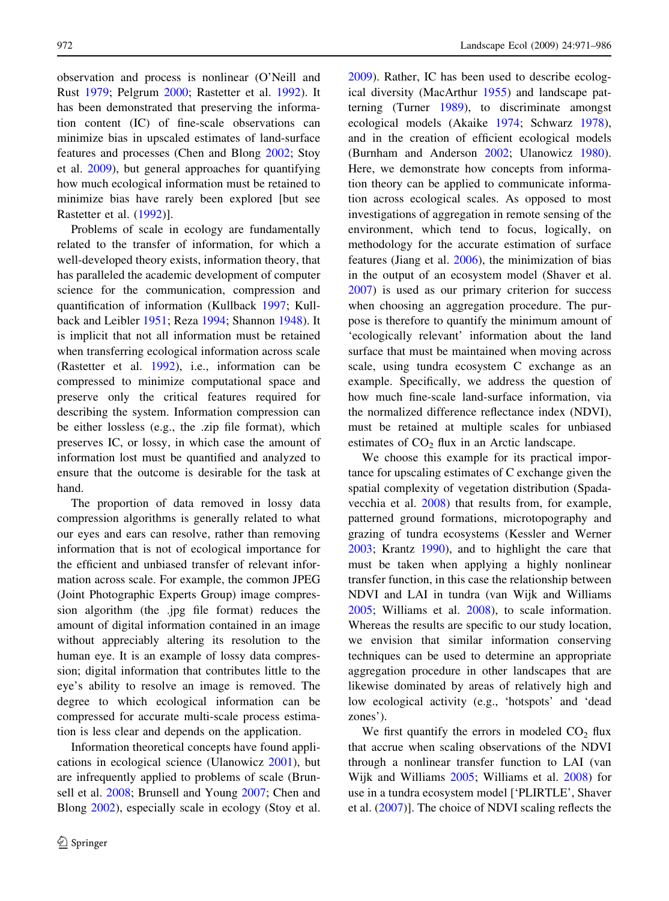observation and process is nonlinear (O'Neill and Rust 1979; Pelgrum 2000; Rastetter et al. 1992). It has been demonstrated that preserving the information content (IC) of fine-scale observations can minimize bias in upscaled estimates of land-surface features and processes (Chen and Blong 2002; Stoy et al. 2009), but general approaches for quantifying how much ecological information must be retained to minimize bias have rarely been explored [but see Rastetter et al. (1992)].

Problems of scale in ecology are fundamentally related to the transfer of information, for which a well-developed theory exists, information theory, that has paralleled the academic development of computer science for the communication, compression and quantification of information (Kullback 1997; Kullback and Leibler 1951; Reza 1994; Shannon 1948). It is implicit that not all information must be retained when transferring ecological information across scale (Rastetter et al. 1992), i.e., information can be compressed to minimize computational space and preserve only the critical features required for describing the system. Information compression can be either lossless (e.g., the .zip file format), which preserves IC, or lossy, in which case the amount of information lost must be quantified and analyzed to ensure that the outcome is desirable for the task at hand.

The proportion of data removed in lossy data compression algorithms is generally related to what our eyes and ears can resolve, rather than removing information that is not of ecological importance for the efficient and unbiased transfer of relevant information across scale. For example, the common JPEG (Joint Photographic Experts Group) image compression algorithm (the .jpg file format) reduces the amount of digital information contained in an image without appreciably altering its resolution to the human eye. It is an example of lossy data compression; digital information that contributes little to the eye's ability to resolve an image is removed. The degree to which ecological information can be compressed for accurate multi-scale process estimation is less clear and depends on the application.

Information theoretical concepts have found applications in ecological science (Ulanowicz 2001), but are infrequently applied to problems of scale (Brunsell et al. 2008; Brunsell and Young 2007; Chen and Blong 2002), especially scale in ecology (Stoy et al. 2009). Rather, IC has been used to describe ecological diversity (MacArthur 1955) and landscape patterning (Turner 1989), to discriminate amongst ecological models (Akaike 1974; Schwarz 1978), and in the creation of efficient ecological models (Burnham and Anderson 2002; Ulanowicz 1980). Here, we demonstrate how concepts from information theory can be applied to communicate information across ecological scales. As opposed to most investigations of aggregation in remote sensing of the environment, which tend to focus, logically, on methodology for the accurate estimation of surface features (Jiang et al. 2006), the minimization of bias in the output of an ecosystem model (Shaver et al. 2007) is used as our primary criterion for success when choosing an aggregation procedure. The purpose is therefore to quantify the minimum amount of 'ecologically relevant' information about the land surface that must be maintained when moving across scale, using tundra ecosystem C exchange as an example. Specifically, we address the question of how much fine-scale land-surface information, via the normalized difference reflectance index (NDVI), must be retained at multiple scales for unbiased estimates of $CO_2$ flux in an Arctic landscape.

We choose this example for its practical importance for upscaling estimates of C exchange given the spatial complexity of vegetation distribution (Spadavecchia et al. 2008) that results from, for example, patterned ground formations, microtopography and grazing of tundra ecosystems (Kessler and Werner 2003; Krantz 1990), and to highlight the care that must be taken when applying a highly nonlinear transfer function, in this case the relationship between NDVI and LAI in tundra (van Wijk and Williams 2005; Williams et al. 2008), to scale information. Whereas the results are specific to our study location, we envision that similar information conserving techniques can be used to determine an appropriate aggregation procedure in other landscapes that are likewise dominated by areas of relatively high and low ecological activity (e.g., 'hotspots' and 'dead zones').

We first quantify the errors in modeled $CO_2$ flux that accrue when scaling observations of the NDVI through a nonlinear transfer function to LAI (van Wijk and Williams 2005; Williams et al. 2008) for use in a tundra ecosystem model ['PLIRTLE', Shaver et al. (2007)]. The choice of NDVI scaling reflects the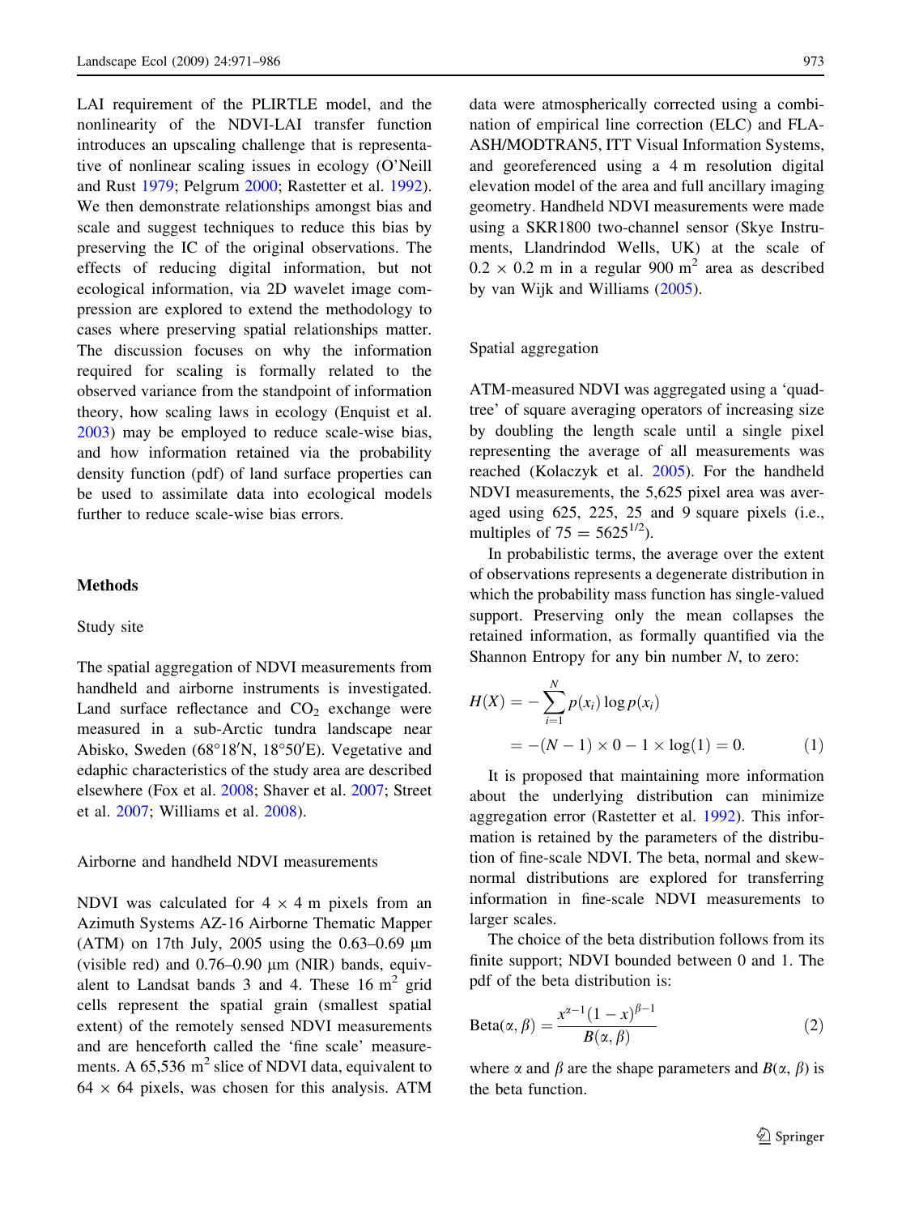LAI requirement of the PLIRTLE model, and the nonlinearity of the NDVI-LAI transfer function introduces an upscaling challenge that is representative of nonlinear scaling issues in ecology (O'Neill and Rust 1979; Pelgrum 2000; Rastetter et al. 1992). We then demonstrate relationships amongst bias and scale and suggest techniques to reduce this bias by preserving the IC of the original observations. The effects of reducing digital information, but not ecological information, via 2D wavelet image compression are explored to extend the methodology to cases where preserving spatial relationships matter. The discussion focuses on why the information required for scaling is formally related to the observed variance from the standpoint of information theory, how scaling laws in ecology (Enquist et al. 2003) may be employed to reduce scale-wise bias, and how information retained via the probability density function (pdf) of land surface properties can be used to assimilate data into ecological models further to reduce scale-wise bias errors.

## Methods

### Study site

The spatial aggregation of NDVI measurements from handheld and airborne instruments is investigated. Land surface reflectance and $CO_2$ exchange were measured in a sub-Arctic tundra landscape near Abisko, Sweden (68°18′N, 18°50′E). Vegetative and edaphic characteristics of the study area are described elsewhere (Fox et al. 2008; Shaver et al. 2007; Street et al. 2007; Williams et al. 2008).

### Airborne and handheld NDVI measurements

NDVI was calculated for 4 × 4 m pixels from an Azimuth Systems AZ-16 Airborne Thematic Mapper (ATM) on 17th July, 2005 using the 0.63–0.69 μm (visible red) and 0.76–0.90 μm (NIR) bands, equivalent to Landsat bands 3 and 4. These 16 $m^2$ grid cells represent the spatial grain (smallest spatial extent) of the remotely sensed NDVI measurements and are henceforth called the 'fine scale' measurements. A 65,536 $m^2$ slice of NDVI data, equivalent to 64 × 64 pixels, was chosen for this analysis. ATM data were atmospherically corrected using a combination of empirical line correction (ELC) and FLAASH/MODTRAN5, ITT Visual Information Systems, and georeferenced using a 4 m resolution digital elevation model of the area and full ancillary imaging geometry. Handheld NDVI measurements were made using a SKR1800 two-channel sensor (Skye Instruments, Llandrindod Wells, UK) at the scale of 0.2 × 0.2 m in a regular 900 $m^2$ area as described by van Wijk and Williams (2005).

### Spatial aggregation

ATM-measured NDVI was aggregated using a 'quadtree' of square averaging operators of increasing size by doubling the length scale until a single pixel representing the average of all measurements was reached (Kolaczyk et al. 2005). For the handheld NDVI measurements, the 5,625 pixel area was averaged using 625, 225, 25 and 9 square pixels (i.e., multiples of $75 = 5625^{1/2}$).

In probabilistic terms, the average over the extent of observations represents a degenerate distribution in which the probability mass function has single-valued support. Preserving only the mean collapses the retained information, as formally quantified via the Shannon Entropy for any bin number $N$, to zero:

$$H(X) = -\sum_{i=1}^{N} p(x_i) \log p(x_i) = -(N-1) \times 0 - 1 \times \log(1) = 0. \quad (1)$$

It is proposed that maintaining more information about the underlying distribution can minimize aggregation error (Rastetter et al. 1992). This information is retained by the parameters of the distribution of fine-scale NDVI. The beta, normal and skew-normal distributions are explored for transferring information in fine-scale NDVI measurements to larger scales.

The choice of the beta distribution follows from its finite support; NDVI bounded between 0 and 1. The pdf of the beta distribution is:

$$\mathrm{Beta}(\alpha, \beta) = \frac{x^{\alpha-1}(1-x)^{\beta-1}}{B(\alpha, \beta)} \quad (2)$$

where $\alpha$ and $\beta$ are the shape parameters and $B(\alpha, \beta)$ is the beta function.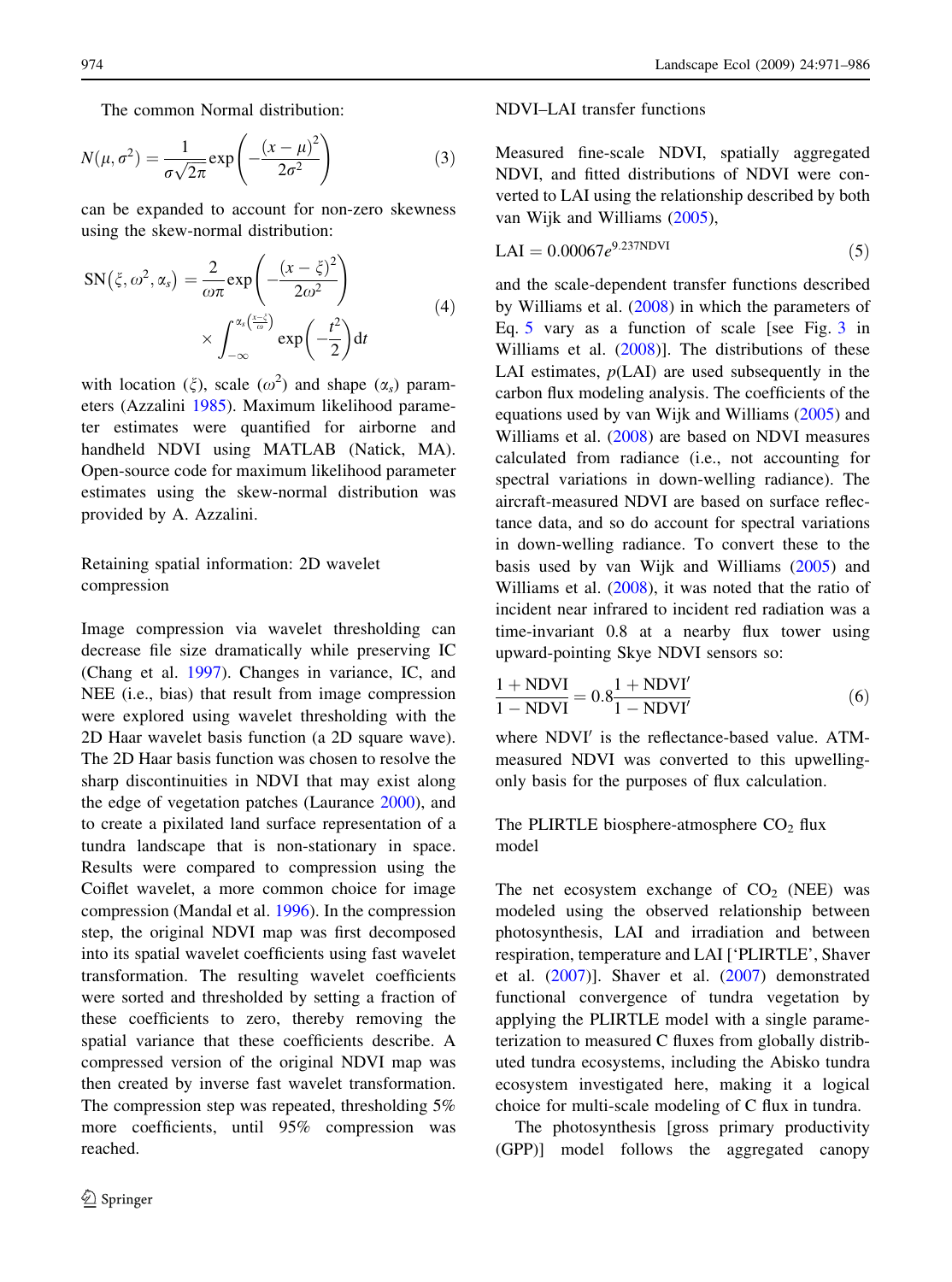The common Normal distribution:

$$N(\mu, \sigma^2) = \frac{1}{\sigma\sqrt{2\pi}} \exp\left(-\frac{(x-\mu)^2}{2\sigma^2}\right) \tag{3}$$

can be expanded to account for non-zero skewness using the skew-normal distribution:

$$\mathrm{SN}(\xi, \omega^2, \alpha_s) = \frac{2}{\omega\pi} \exp\left(-\frac{(x-\xi)^2}{2\omega^2}\right) \times \int_{-\infty}^{\alpha_s\left(\frac{x-\xi}{\omega}\right)} \exp\left(-\frac{t^2}{2}\right) \mathrm{d}t \tag{4}$$

with location ($\xi$), scale ($\omega^2$) and shape ($\alpha_s$) parameters (Azzalini 1985). Maximum likelihood parameter estimates were quantified for airborne and handheld NDVI using MATLAB (Natick, MA). Open-source code for maximum likelihood parameter estimates using the skew-normal distribution was provided by A. Azzalini.

### Retaining spatial information: 2D wavelet compression

Image compression via wavelet thresholding can decrease file size dramatically while preserving IC (Chang et al. 1997). Changes in variance, IC, and NEE (i.e., bias) that result from image compression were explored using wavelet thresholding with the 2D Haar wavelet basis function (a 2D square wave). The 2D Haar basis function was chosen to resolve the sharp discontinuities in NDVI that may exist along the edge of vegetation patches (Laurance 2000), and to create a pixilated land surface representation of a tundra landscape that is non-stationary in space. Results were compared to compression using the Coiflet wavelet, a more common choice for image compression (Mandal et al. 1996). In the compression step, the original NDVI map was first decomposed into its spatial wavelet coefficients using fast wavelet transformation. The resulting wavelet coefficients were sorted and thresholded by setting a fraction of these coefficients to zero, thereby removing the spatial variance that these coefficients describe. A compressed version of the original NDVI map was then created by inverse fast wavelet transformation. The compression step was repeated, thresholding 5% more coefficients, until 95% compression was reached.

### NDVI–LAI transfer functions

Measured fine-scale NDVI, spatially aggregated NDVI, and fitted distributions of NDVI were converted to LAI using the relationship described by both van Wijk and Williams (2005),

$$\mathrm{LAI} = 0.00067e^{9.237\mathrm{NDVI}} \tag{5}$$

and the scale-dependent transfer functions described by Williams et al. (2008) in which the parameters of Eq. 5 vary as a function of scale [see Fig. 3 in Williams et al. (2008)]. The distributions of these LAI estimates, $p(\mathrm{LAI})$ are used subsequently in the carbon flux modeling analysis. The coefficients of the equations used by van Wijk and Williams (2005) and Williams et al. (2008) are based on NDVI measures calculated from radiance (i.e., not accounting for spectral variations in down-welling radiance). The aircraft-measured NDVI are based on surface reflectance data, and so do account for spectral variations in down-welling radiance. To convert these to the basis used by van Wijk and Williams (2005) and Williams et al. (2008), it was noted that the ratio of incident near infrared to incident red radiation was a time-invariant 0.8 at a nearby flux tower using upward-pointing Skye NDVI sensors so:

$$\frac{1+\mathrm{NDVI}}{1-\mathrm{NDVI}} = 0.8\frac{1+\mathrm{NDVI}'}{1-\mathrm{NDVI}'} \tag{6}$$

where $\mathrm{NDVI}'$ is the reflectance-based value. ATM-measured NDVI was converted to this upwelling-only basis for the purposes of flux calculation.

### The PLIRTLE biosphere-atmosphere $CO_2$ flux model

The net ecosystem exchange of $CO_2$ (NEE) was modeled using the observed relationship between photosynthesis, LAI and irradiation and between respiration, temperature and LAI ['PLIRTLE', Shaver et al. (2007)]. Shaver et al. (2007) demonstrated functional convergence of tundra vegetation by applying the PLIRTLE model with a single parameterization to measured C fluxes from globally distributed tundra ecosystems, including the Abisko tundra ecosystem investigated here, making it a logical choice for multi-scale modeling of C flux in tundra.

The photosynthesis [gross primary productivity (GPP)] model follows the aggregated canopy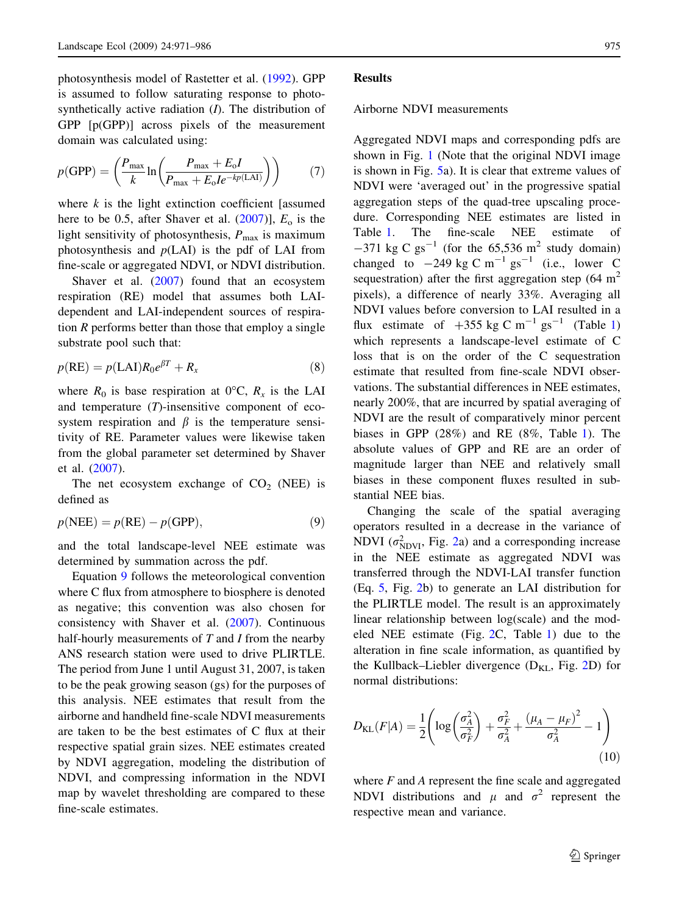photosynthesis model of Rastetter et al. (1992). GPP is assumed to follow saturating response to photosynthetically active radiation ($I$). The distribution of GPP [p(GPP)] across pixels of the measurement domain was calculated using:

$$p(\mathrm{GPP}) = \left(\frac{P_{\max}}{k}\ln\left(\frac{P_{\max}+E_{\mathrm{o}}I}{P_{\max}+E_{\mathrm{o}}Ie^{-kp(\mathrm{LAI})}}\right)\right) \tag{7}$$

where $k$ is the light extinction coefficient [assumed here to be 0.5, after Shaver et al. (2007)], $E_{\mathrm{o}}$ is the light sensitivity of photosynthesis, $P_{\max}$ is maximum photosynthesis and $p(\mathrm{LAI})$ is the pdf of LAI from fine-scale or aggregated NDVI, or NDVI distribution.

Shaver et al. (2007) found that an ecosystem respiration (RE) model that assumes both LAI-dependent and LAI-independent sources of respiration $R$ performs better than those that employ a single substrate pool such that:

$$p(\mathrm{RE}) = p(\mathrm{LAI})R_0 e^{\beta T} + R_x \tag{8}$$

where $R_0$ is base respiration at 0°C, $R_x$ is the LAI and temperature ($T$)-insensitive component of ecosystem respiration and $\beta$ is the temperature sensitivity of RE. Parameter values were likewise taken from the global parameter set determined by Shaver et al. (2007).

The net ecosystem exchange of $CO_2$ (NEE) is defined as

$$p(\mathrm{NEE}) = p(\mathrm{RE}) - p(\mathrm{GPP}), \tag{9}$$

and the total landscape-level NEE estimate was determined by summation across the pdf.

Equation 9 follows the meteorological convention where C flux from atmosphere to biosphere is denoted as negative; this convention was also chosen for consistency with Shaver et al. (2007). Continuous half-hourly measurements of $T$ and $I$ from the nearby ANS research station were used to drive PLIRTLE. The period from June 1 until August 31, 2007, is taken to be the peak growing season (gs) for the purposes of this analysis. NEE estimates that result from the airborne and handheld fine-scale NDVI measurements are taken to be the best estimates of C flux at their respective spatial grain sizes. NEE estimates created by NDVI aggregation, modeling the distribution of NDVI, and compressing information in the NDVI map by wavelet thresholding are compared to these fine-scale estimates.

## Results

### Airborne NDVI measurements

Aggregated NDVI maps and corresponding pdfs are shown in Fig. 1 (Note that the original NDVI image is shown in Fig. 5a). It is clear that extreme values of NDVI were 'averaged out' in the progressive spatial aggregation steps of the quad-tree upscaling procedure. Corresponding NEE estimates are listed in Table 1. The fine-scale NEE estimate of $-371$ kg C gs$^{-1}$ (for the 65,536 m$^2$ study domain) changed to $-249$ kg C m$^{-1}$ gs$^{-1}$ (i.e., lower C sequestration) after the first aggregation step (64 m$^2$ pixels), a difference of nearly 33%. Averaging all NDVI values before conversion to LAI resulted in a flux estimate of $+355$ kg C m$^{-1}$ gs$^{-1}$ (Table 1) which represents a landscape-level estimate of C loss that is on the order of the C sequestration estimate that resulted from fine-scale NDVI observations. The substantial differences in NEE estimates, nearly 200%, that are incurred by spatial averaging of NDVI are the result of comparatively minor percent biases in GPP (28%) and RE (8%, Table 1). The absolute values of GPP and RE are an order of magnitude larger than NEE and relatively small biases in these component fluxes resulted in substantial NEE bias.

Changing the scale of the spatial averaging operators resulted in a decrease in the variance of NDVI ($\sigma^2_{\mathrm{NDVI}}$, Fig. 2a) and a corresponding increase in the NEE estimate as aggregated NDVI was transferred through the NDVI-LAI transfer function (Eq. 5, Fig. 2b) to generate an LAI distribution for the PLIRTLE model. The result is an approximately linear relationship between log(scale) and the modeled NEE estimate (Fig. 2C, Table 1) due to the alteration in fine scale information, as quantified by the Kullback–Liebler divergence ($D_{\mathrm{KL}}$, Fig. 2D) for normal distributions:

$$D_{\mathrm{KL}}(F|A) = \frac{1}{2}\left(\log\left(\frac{\sigma_A^2}{\sigma_F^2}\right) + \frac{\sigma_F^2}{\sigma_A^2} + \frac{(\mu_A-\mu_F)^2}{\sigma_A^2} - 1\right) \tag{10}$$

where $F$ and $A$ represent the fine scale and aggregated NDVI distributions and $\mu$ and $\sigma^2$ represent the respective mean and variance.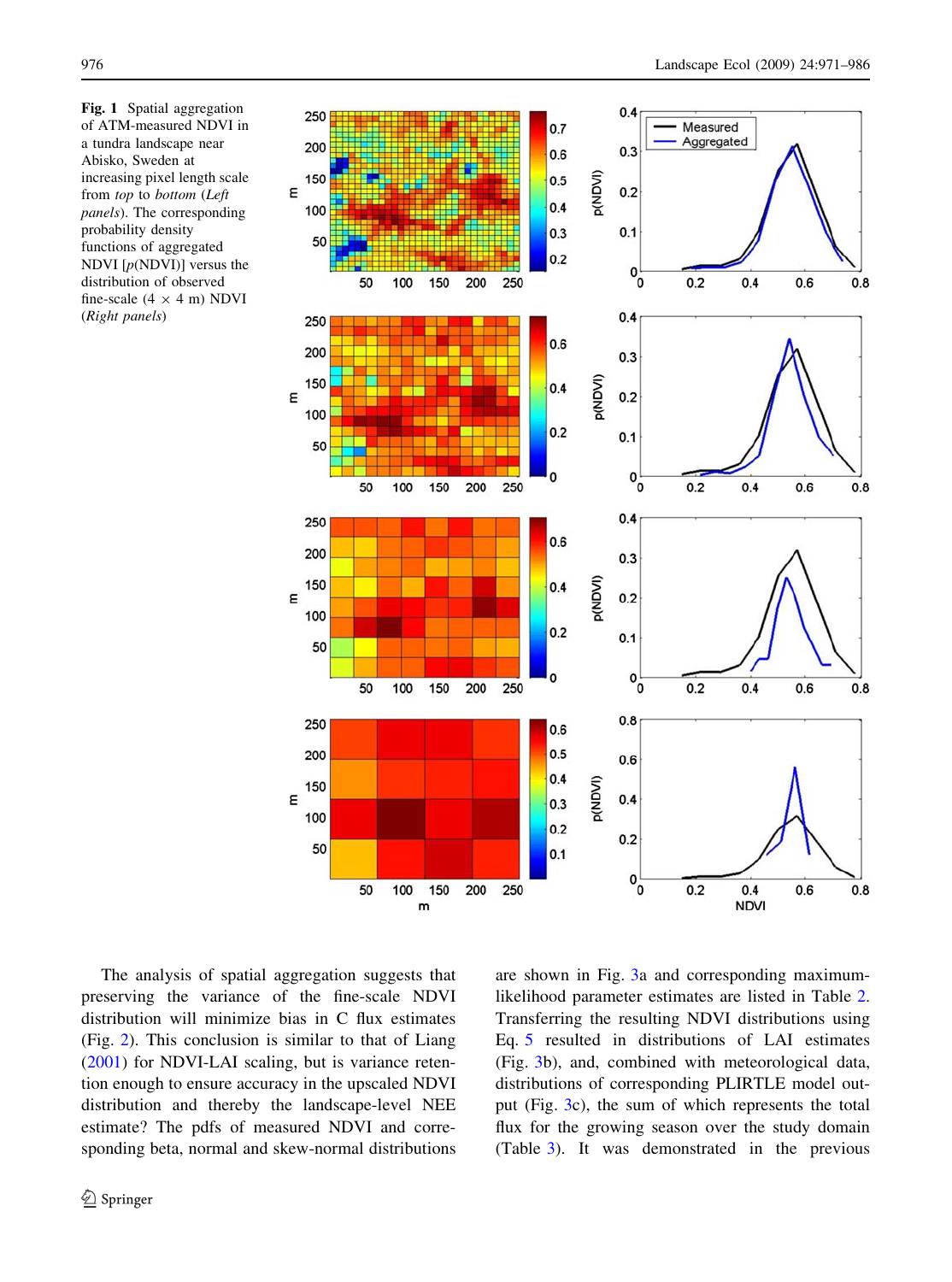**Fig. 1** Spatial aggregation of ATM-measured NDVI in a tundra landscape near Abisko, Sweden at increasing pixel length scale from *top* to *bottom* (*Left panels*). The corresponding probability density functions of aggregated NDVI [*p*(NDVI)] versus the distribution of observed fine-scale (4 × 4 m) NDVI (*Right panels*)

The analysis of spatial aggregation suggests that preserving the variance of the fine-scale NDVI distribution will minimize bias in C flux estimates (Fig. 2). This conclusion is similar to that of Liang (2001) for NDVI-LAI scaling, but is variance retention enough to ensure accuracy in the upscaled NDVI distribution and thereby the landscape-level NEE estimate? The pdfs of measured NDVI and corresponding beta, normal and skew-normal distributions are shown in Fig. 3a and corresponding maximum-likelihood parameter estimates are listed in Table 2. Transferring the resulting NDVI distributions using Eq. 5 resulted in distributions of LAI estimates (Fig. 3b), and, combined with meteorological data, distributions of corresponding PLIRTLE model output (Fig. 3c), the sum of which represents the total flux for the growing season over the study domain (Table 3). It was demonstrated in the previous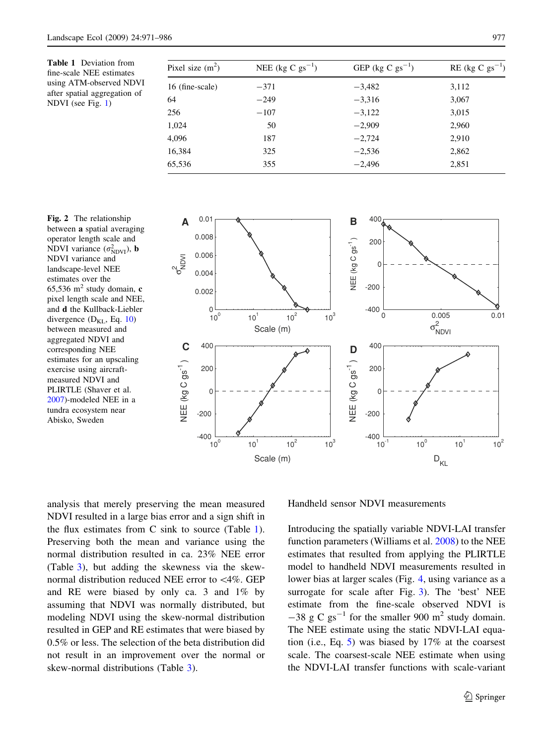**Table 1** Deviation from fine-scale NEE estimates using ATM-observed NDVI after spatial aggregation of NDVI (see Fig. 1)

| Pixel size ($m^2$) | NEE (kg C $gs^{-1}$) | GEP (kg C $gs^{-1}$) | RE (kg C $gs^{-1}$) |
|---|---|---|---|
| 16 (fine-scale) | −371 | −3,482 | 3,112 |
| 64 | −249 | −3,316 | 3,067 |
| 256 | −107 | −3,122 | 3,015 |
| 1,024 | 50 | −2,909 | 2,960 |
| 4,096 | 187 | −2,724 | 2,910 |
| 16,384 | 325 | −2,536 | 2,862 |
| 65,536 | 355 | −2,496 | 2,851 |

**Fig. 2** The relationship between **a** spatial averaging operator length scale and NDVI variance ($\sigma^2_{NDVI}$), **b** NDVI variance and landscape-level NEE estimates over the 65,536 $m^2$ study domain, **c** pixel length scale and NEE, and **d** the Kullback-Liebler divergence ($D_{KL}$, Eq. 10) between measured and aggregated NDVI and corresponding NEE estimates for an upscaling exercise using aircraft-measured NDVI and PLIRTLE (Shaver et al. 2007)-modeled NEE in a tundra ecosystem near Abisko, Sweden

analysis that merely preserving the mean measured NDVI resulted in a large bias error and a sign shift in the flux estimates from C sink to source (Table 1). Preserving both the mean and variance using the normal distribution resulted in ca. 23% NEE error (Table 3), but adding the skewness via the skew-normal distribution reduced NEE error to <4%. GEP and RE were biased by only ca. 3 and 1% by assuming that NDVI was normally distributed, but modeling NDVI using the skew-normal distribution resulted in GEP and RE estimates that were biased by 0.5% or less. The selection of the beta distribution did not result in an improvement over the normal or skew-normal distributions (Table 3).

### Handheld sensor NDVI measurements

Introducing the spatially variable NDVI-LAI transfer function parameters (Williams et al. 2008) to the NEE estimates that resulted from applying the PLIRTLE model to handheld NDVI measurements resulted in lower bias at larger scales (Fig. 4, using variance as a surrogate for scale after Fig. 3). The 'best' NEE estimate from the fine-scale observed NDVI is −38 g C $gs^{-1}$ for the smaller 900 $m^2$ study domain. The NEE estimate using the static NDVI-LAI equation (i.e., Eq. 5) was biased by 17% at the coarsest scale. The coarsest-scale NEE estimate when using the NDVI-LAI transfer functions with scale-variant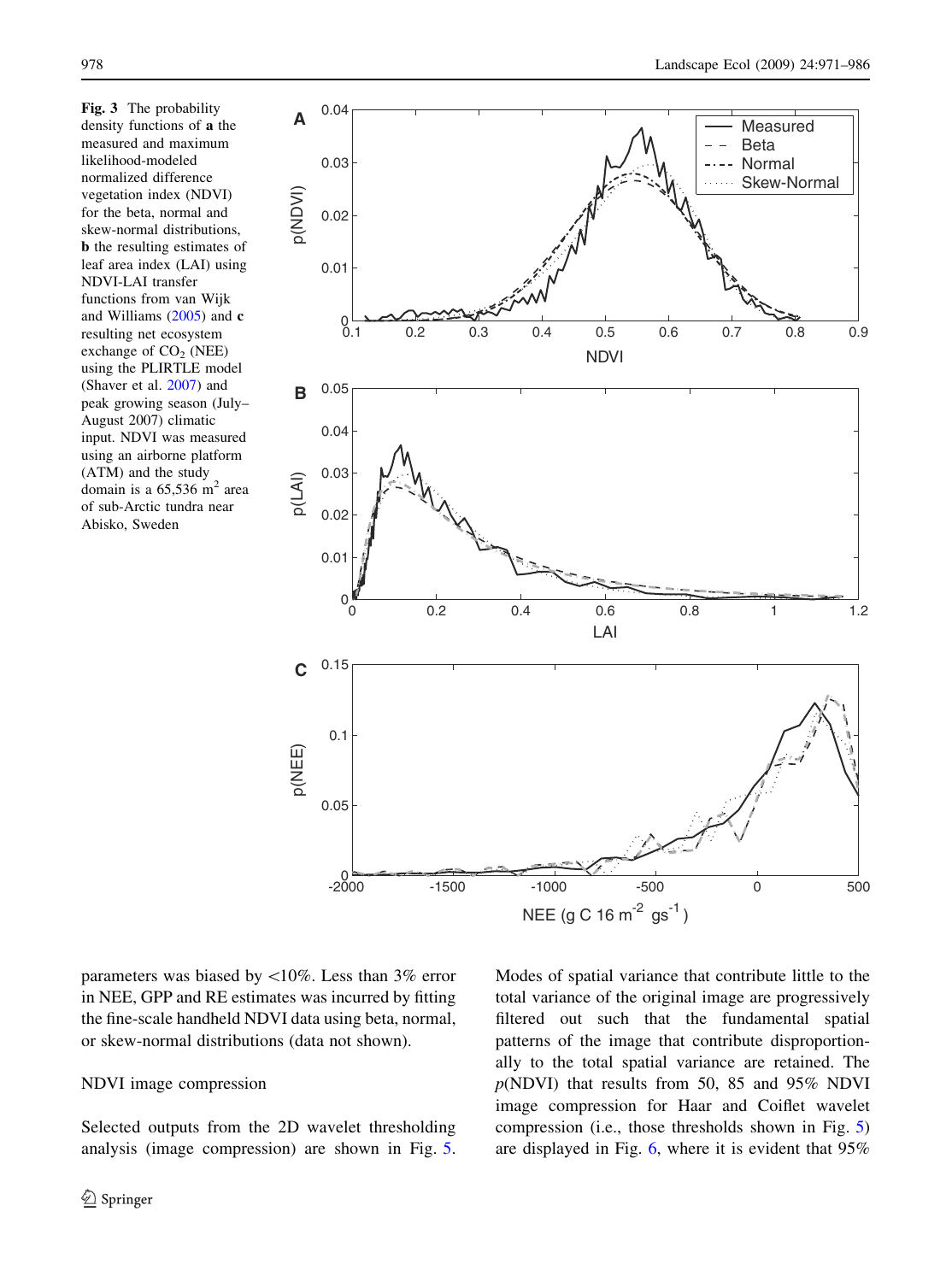Fig. 3 The probability density functions of **a** the measured and maximum likelihood-modeled normalized difference vegetation index (NDVI) for the beta, normal and skew-normal distributions, **b** the resulting estimates of leaf area index (LAI) using NDVI-LAI transfer functions from van Wijk and Williams (2005) and **c** resulting net ecosystem exchange of $CO_2$ (NEE) using the PLIRTLE model (Shaver et al. 2007) and peak growing season (July–August 2007) climatic input. NDVI was measured using an airborne platform (ATM) and the study domain is a 65,536 $m^2$ area of sub-Arctic tundra near Abisko, Sweden

parameters was biased by <10%. Less than 3% error in NEE, GPP and RE estimates was incurred by fitting the fine-scale handheld NDVI data using beta, normal, or skew-normal distributions (data not shown).

## NDVI image compression

Selected outputs from the 2D wavelet thresholding analysis (image compression) are shown in Fig. 5. Modes of spatial variance that contribute little to the total variance of the original image are progressively filtered out such that the fundamental spatial patterns of the image that contribute disproportionally to the total spatial variance are retained. The $p$(NDVI) that results from 50, 85 and 95% NDVI image compression for Haar and Coiflet wavelet compression (i.e., those thresholds shown in Fig. 5) are displayed in Fig. 6, where it is evident that 95%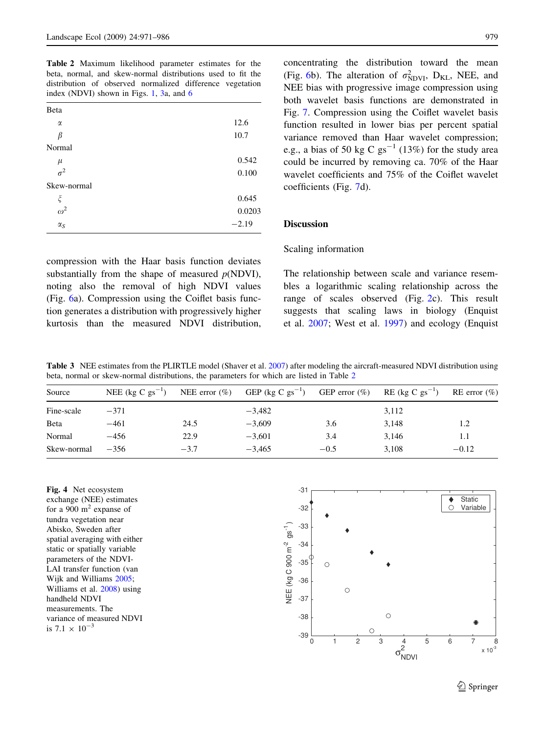**Table 2** Maximum likelihood parameter estimates for the beta, normal, and skew-normal distributions used to fit the distribution of observed normalized difference vegetation index (NDVI) shown in Figs. 1, 3a, and 6

| | |
|---|---|
| **Beta** | |
| $\alpha$ | 12.6 |
| $\beta$ | 10.7 |
| **Normal** | |
| $\mu$ | 0.542 |
| $\sigma^2$ | 0.100 |
| **Skew-normal** | |
| $\xi$ | 0.645 |
| $\omega^2$ | 0.0203 |
| $\alpha_S$ | −2.19 |

compression with the Haar basis function deviates substantially from the shape of measured $p$(NDVI), noting also the removal of high NDVI values (Fig. 6a). Compression using the Coiflet basis function generates a distribution with progressively higher kurtosis than the measured NDVI distribution, concentrating the distribution toward the mean (Fig. 6b). The alteration of $\sigma^2_{\mathrm{NDVI}}$, $D_{\mathrm{KL}}$, NEE, and NEE bias with progressive image compression using both wavelet basis functions are demonstrated in Fig. 7. Compression using the Coiflet wavelet basis function resulted in lower bias per percent spatial variance removed than Haar wavelet compression; e.g., a bias of 50 kg C gs$^{-1}$ (13%) for the study area could be incurred by removing ca. 70% of the Haar wavelet coefficients and 75% of the Coiflet wavelet coefficients (Fig. 7d).

## Discussion

### Scaling information

The relationship between scale and variance resembles a logarithmic scaling relationship across the range of scales observed (Fig. 2c). This result suggests that scaling laws in biology (Enquist et al. 2007; West et al. 1997) and ecology (Enquist

**Table 3** NEE estimates from the PLIRTLE model (Shaver et al. 2007) after modeling the aircraft-measured NDVI distribution using beta, normal or skew-normal distributions, the parameters for which are listed in Table 2

| Source | NEE (kg C gs$^{-1}$) | NEE error (%) | GEP (kg C gs$^{-1}$) | GEP error (%) | RE (kg C gs$^{-1}$) | RE error (%) |
|---|---|---|---|---|---|---|
| Fine-scale | −371 | | −3,482 | | 3,112 | |
| Beta | −461 | 24.5 | −3,609 | 3.6 | 3,148 | 1.2 |
| Normal | −456 | 22.9 | −3,601 | 3.4 | 3,146 | 1.1 |
| Skew-normal | −356 | −3.7 | −3,465 | −0.5 | 3,108 | −0.12 |

**Fig. 4** Net ecosystem exchange (NEE) estimates for a 900 m$^2$ expanse of tundra vegetation near Abisko, Sweden after spatial averaging with either static or spatially variable parameters of the NDVI-LAI transfer function (van Wijk and Williams 2005; Williams et al. 2008) using handheld NDVI measurements. The variance of measured NDVI is $7.1 \times 10^{-3}$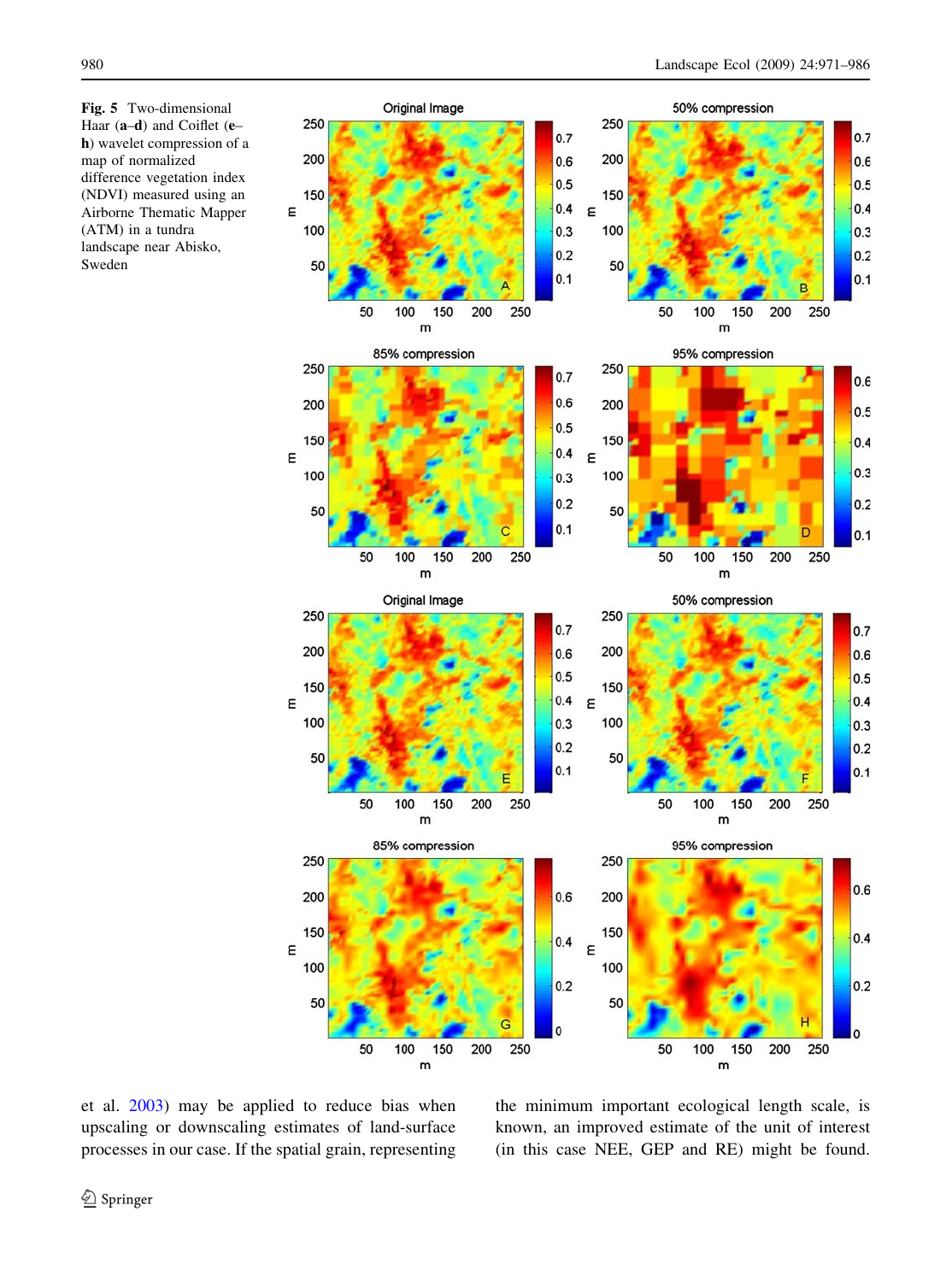**Fig. 5** Two-dimensional Haar (**a**–**d**) and Coiflet (**e**–**h**) wavelet compression of a map of normalized difference vegetation index (NDVI) measured using an Airborne Thematic Mapper (ATM) in a tundra landscape near Abisko, Sweden

et al. 2003) may be applied to reduce bias when upscaling or downscaling estimates of land-surface processes in our case. If the spatial grain, representing the minimum important ecological length scale, is known, an improved estimate of the unit of interest (in this case NEE, GEP and RE) might be found.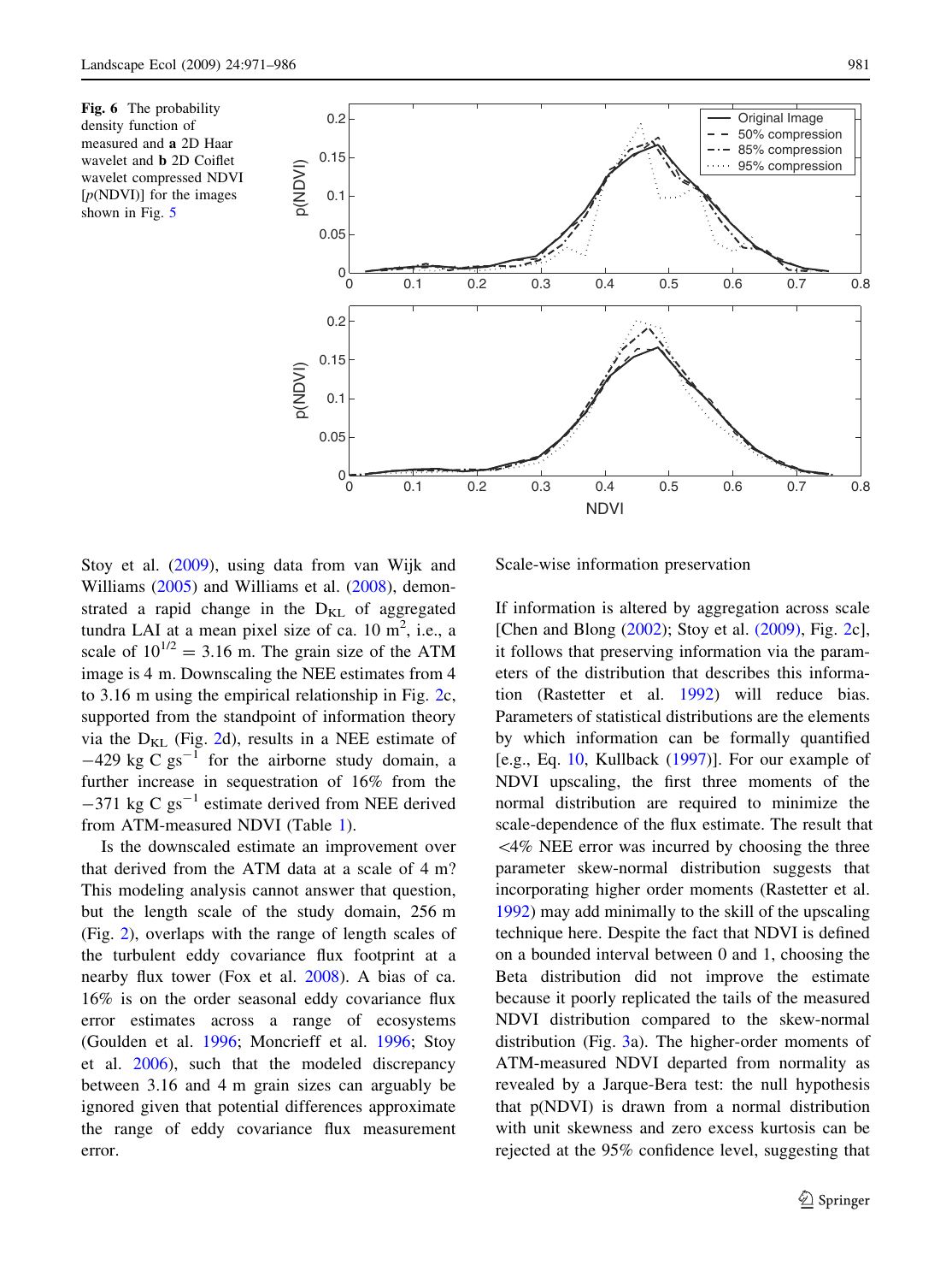Fig. 6 The probability density function of measured and **a** 2D Haar wavelet and **b** 2D Coiflet wavelet compressed NDVI [*p*(NDVI)] for the images shown in Fig. 5

Stoy et al. (2009), using data from van Wijk and Williams (2005) and Williams et al. (2008), demonstrated a rapid change in the $D_{KL}$ of aggregated tundra LAI at a mean pixel size of ca. 10 m$^2$, i.e., a scale of $10^{1/2} = 3.16$ m. The grain size of the ATM image is 4 m. Downscaling the NEE estimates from 4 to 3.16 m using the empirical relationship in Fig. 2c, supported from the standpoint of information theory via the $D_{KL}$ (Fig. 2d), results in a NEE estimate of $-429$ kg C gs$^{-1}$ for the airborne study domain, a further increase in sequestration of 16% from the $-371$ kg C gs$^{-1}$ estimate derived from NEE derived from ATM-measured NDVI (Table 1).

Is the downscaled estimate an improvement over that derived from the ATM data at a scale of 4 m? This modeling analysis cannot answer that question, but the length scale of the study domain, 256 m (Fig. 2), overlaps with the range of length scales of the turbulent eddy covariance flux footprint at a nearby flux tower (Fox et al. 2008). A bias of ca. 16% is on the order seasonal eddy covariance flux error estimates across a range of ecosystems (Goulden et al. 1996; Moncrieff et al. 1996; Stoy et al. 2006), such that the modeled discrepancy between 3.16 and 4 m grain sizes can arguably be ignored given that potential differences approximate the range of eddy covariance flux measurement error.

## Scale-wise information preservation

If information is altered by aggregation across scale [Chen and Blong (2002); Stoy et al. (2009), Fig. 2c], it follows that preserving information via the parameters of the distribution that describes this information (Rastetter et al. 1992) will reduce bias. Parameters of statistical distributions are the elements by which information can be formally quantified [e.g., Eq. 10, Kullback (1997)]. For our example of NDVI upscaling, the first three moments of the normal distribution are required to minimize the scale-dependence of the flux estimate. The result that <4% NEE error was incurred by choosing the three parameter skew-normal distribution suggests that incorporating higher order moments (Rastetter et al. 1992) may add minimally to the skill of the upscaling technique here. Despite the fact that NDVI is defined on a bounded interval between 0 and 1, choosing the Beta distribution did not improve the estimate because it poorly replicated the tails of the measured NDVI distribution compared to the skew-normal distribution (Fig. 3a). The higher-order moments of ATM-measured NDVI departed from normality as revealed by a Jarque-Bera test: the null hypothesis that p(NDVI) is drawn from a normal distribution with unit skewness and zero excess kurtosis can be rejected at the 95% confidence level, suggesting that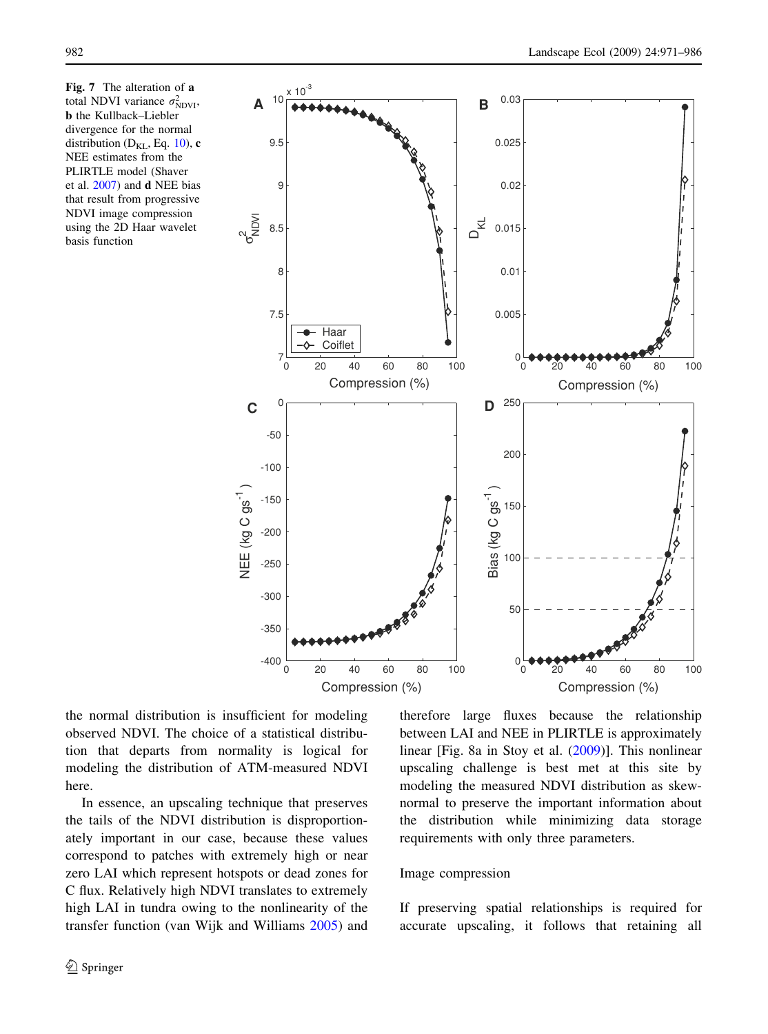Fig. 7 The alteration of **a** total NDVI variance $\sigma^2_{\mathrm{NDVI}}$, **b** the Kullback–Liebler divergence for the normal distribution ($D_{KL}$, Eq. 10), **c** NEE estimates from the PLIRTLE model (Shaver et al. 2007) and **d** NEE bias that result from progressive NDVI image compression using the 2D Haar wavelet basis function

the normal distribution is insufficient for modeling observed NDVI. The choice of a statistical distribution that departs from normality is logical for modeling the distribution of ATM-measured NDVI here.

In essence, an upscaling technique that preserves the tails of the NDVI distribution is disproportionately important in our case, because these values correspond to patches with extremely high or near zero LAI which represent hotspots or dead zones for C flux. Relatively high NDVI translates to extremely high LAI in tundra owing to the nonlinearity of the transfer function (van Wijk and Williams 2005) and therefore large fluxes because the relationship between LAI and NEE in PLIRTLE is approximately linear [Fig. 8a in Stoy et al. (2009)]. This nonlinear upscaling challenge is best met at this site by modeling the measured NDVI distribution as skew-normal to preserve the important information about the distribution while minimizing data storage requirements with only three parameters.

## Image compression

If preserving spatial relationships is required for accurate upscaling, it follows that retaining all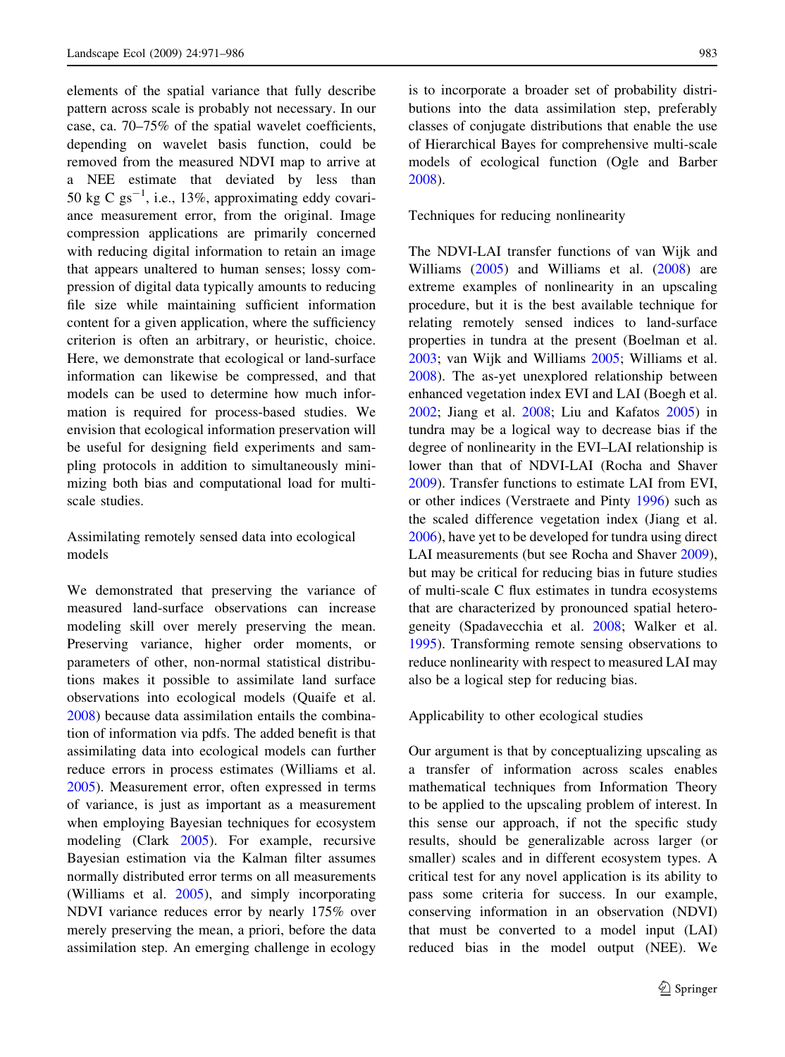elements of the spatial variance that fully describe pattern across scale is probably not necessary. In our case, ca. 70–75% of the spatial wavelet coefficients, depending on wavelet basis function, could be removed from the measured NDVI map to arrive at a NEE estimate that deviated by less than 50 kg C $gs^{-1}$, i.e., 13%, approximating eddy covariance measurement error, from the original. Image compression applications are primarily concerned with reducing digital information to retain an image that appears unaltered to human senses; lossy compression of digital data typically amounts to reducing file size while maintaining sufficient information content for a given application, where the sufficiency criterion is often an arbitrary, or heuristic, choice. Here, we demonstrate that ecological or land-surface information can likewise be compressed, and that models can be used to determine how much information is required for process-based studies. We envision that ecological information preservation will be useful for designing field experiments and sampling protocols in addition to simultaneously minimizing both bias and computational load for multi-scale studies.

### Assimilating remotely sensed data into ecological models

We demonstrated that preserving the variance of measured land-surface observations can increase modeling skill over merely preserving the mean. Preserving variance, higher order moments, or parameters of other, non-normal statistical distributions makes it possible to assimilate land surface observations into ecological models (Quaife et al. 2008) because data assimilation entails the combination of information via pdfs. The added benefit is that assimilating data into ecological models can further reduce errors in process estimates (Williams et al. 2005). Measurement error, often expressed in terms of variance, is just as important as a measurement when employing Bayesian techniques for ecosystem modeling (Clark 2005). For example, recursive Bayesian estimation via the Kalman filter assumes normally distributed error terms on all measurements (Williams et al. 2005), and simply incorporating NDVI variance reduces error by nearly 175% over merely preserving the mean, a priori, before the data assimilation step. An emerging challenge in ecology is to incorporate a broader set of probability distributions into the data assimilation step, preferably classes of conjugate distributions that enable the use of Hierarchical Bayes for comprehensive multi-scale models of ecological function (Ogle and Barber 2008).

### Techniques for reducing nonlinearity

The NDVI-LAI transfer functions of van Wijk and Williams (2005) and Williams et al. (2008) are extreme examples of nonlinearity in an upscaling procedure, but it is the best available technique for relating remotely sensed indices to land-surface properties in tundra at the present (Boelman et al. 2003; van Wijk and Williams 2005; Williams et al. 2008). The as-yet unexplored relationship between enhanced vegetation index EVI and LAI (Boegh et al. 2002; Jiang et al. 2008; Liu and Kafatos 2005) in tundra may be a logical way to decrease bias if the degree of nonlinearity in the EVI–LAI relationship is lower than that of NDVI-LAI (Rocha and Shaver 2009). Transfer functions to estimate LAI from EVI, or other indices (Verstraete and Pinty 1996) such as the scaled difference vegetation index (Jiang et al. 2006), have yet to be developed for tundra using direct LAI measurements (but see Rocha and Shaver 2009), but may be critical for reducing bias in future studies of multi-scale C flux estimates in tundra ecosystems that are characterized by pronounced spatial heterogeneity (Spadavecchia et al. 2008; Walker et al. 1995). Transforming remote sensing observations to reduce nonlinearity with respect to measured LAI may also be a logical step for reducing bias.

### Applicability to other ecological studies

Our argument is that by conceptualizing upscaling as a transfer of information across scales enables mathematical techniques from Information Theory to be applied to the upscaling problem of interest. In this sense our approach, if not the specific study results, should be generalizable across larger (or smaller) scales and in different ecosystem types. A critical test for any novel application is its ability to pass some criteria for success. In our example, conserving information in an observation (NDVI) that must be converted to a model input (LAI) reduced bias in the model output (NEE). We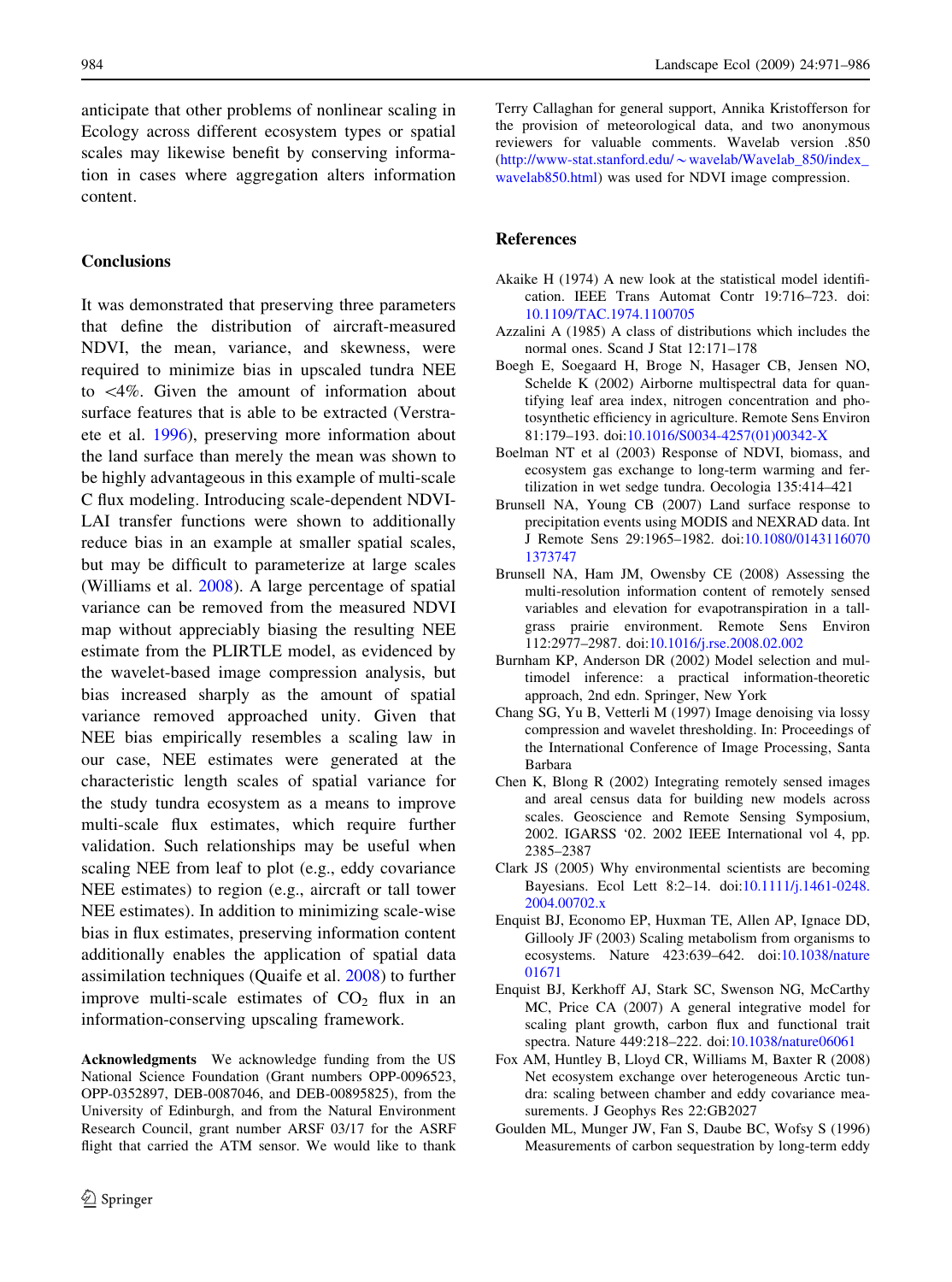anticipate that other problems of nonlinear scaling in Ecology across different ecosystem types or spatial scales may likewise benefit by conserving information in cases where aggregation alters information content.

## Conclusions

It was demonstrated that preserving three parameters that define the distribution of aircraft-measured NDVI, the mean, variance, and skewness, were required to minimize bias in upscaled tundra NEE to <4%. Given the amount of information about surface features that is able to be extracted (Verstraete et al. 1996), preserving more information about the land surface than merely the mean was shown to be highly advantageous in this example of multi-scale C flux modeling. Introducing scale-dependent NDVI-LAI transfer functions were shown to additionally reduce bias in an example at smaller spatial scales, but may be difficult to parameterize at large scales (Williams et al. 2008). A large percentage of spatial variance can be removed from the measured NDVI map without appreciably biasing the resulting NEE estimate from the PLIRTLE model, as evidenced by the wavelet-based image compression analysis, but bias increased sharply as the amount of spatial variance removed approached unity. Given that NEE bias empirically resembles a scaling law in our case, NEE estimates were generated at the characteristic length scales of spatial variance for the study tundra ecosystem as a means to improve multi-scale flux estimates, which require further validation. Such relationships may be useful when scaling NEE from leaf to plot (e.g., eddy covariance NEE estimates) to region (e.g., aircraft or tall tower NEE estimates). In addition to minimizing scale-wise bias in flux estimates, preserving information content additionally enables the application of spatial data assimilation techniques (Quaife et al. 2008) to further improve multi-scale estimates of $CO_2$ flux in an information-conserving upscaling framework.

**Acknowledgments** We acknowledge funding from the US National Science Foundation (Grant numbers OPP-0096523, OPP-0352897, DEB-0087046, and DEB-00895825), from the University of Edinburgh, and from the Natural Environment Research Council, grant number ARSF 03/17 for the ASRF flight that carried the ATM sensor. We would like to thank Terry Callaghan for general support, Annika Kristofferson for the provision of meteorological data, and two anonymous reviewers for valuable comments. Wavelab version .850 (http://www-stat.stanford.edu/~wavelab/Wavelab_850/index_wavelab850.html) was used for NDVI image compression.

## References

Akaike H (1974) A new look at the statistical model identification. IEEE Trans Automat Contr 19:716–723. doi:10.1109/TAC.1974.1100705

Azzalini A (1985) A class of distributions which includes the normal ones. Scand J Stat 12:171–178

Boegh E, Soegaard H, Broge N, Hasager CB, Jensen NO, Schelde K (2002) Airborne multispectral data for quantifying leaf area index, nitrogen concentration and photosynthetic efficiency in agriculture. Remote Sens Environ 81:179–193. doi:10.1016/S0034-4257(01)00342-X

Boelman NT et al (2003) Response of NDVI, biomass, and ecosystem gas exchange to long-term warming and fertilization in wet sedge tundra. Oecologia 135:414–421

Brunsell NA, Young CB (2007) Land surface response to precipitation events using MODIS and NEXRAD data. Int J Remote Sens 29:1965–1982. doi:10.1080/01431160701373747

Brunsell NA, Ham JM, Owensby CE (2008) Assessing the multi-resolution information content of remotely sensed variables and elevation for evapotranspiration in a tall-grass prairie environment. Remote Sens Environ 112:2977–2987. doi:10.1016/j.rse.2008.02.002

Burnham KP, Anderson DR (2002) Model selection and multimodel inference: a practical information-theoretic approach, 2nd edn. Springer, New York

Chang SG, Yu B, Vetterli M (1997) Image denoising via lossy compression and wavelet thresholding. In: Proceedings of the International Conference of Image Processing, Santa Barbara

Chen K, Blong R (2002) Integrating remotely sensed images and areal census data for building new models across scales. Geoscience and Remote Sensing Symposium, 2002. IGARSS '02. 2002 IEEE International vol 4, pp. 2385–2387

Clark JS (2005) Why environmental scientists are becoming Bayesians. Ecol Lett 8:2–14. doi:10.1111/j.1461-0248.2004.00702.x

Enquist BJ, Economo EP, Huxman TE, Allen AP, Ignace DD, Gillooly JF (2003) Scaling metabolism from organisms to ecosystems. Nature 423:639–642. doi:10.1038/nature01671

Enquist BJ, Kerkhoff AJ, Stark SC, Swenson NG, McCarthy MC, Price CA (2007) A general integrative model for scaling plant growth, carbon flux and functional trait spectra. Nature 449:218–222. doi:10.1038/nature06061

Fox AM, Huntley B, Lloyd CR, Williams M, Baxter R (2008) Net ecosystem exchange over heterogeneous Arctic tundra: scaling between chamber and eddy covariance measurements. J Geophys Res 22:GB2027

Goulden ML, Munger JW, Fan S, Daube BC, Wofsy S (1996) Measurements of carbon sequestration by long-term eddy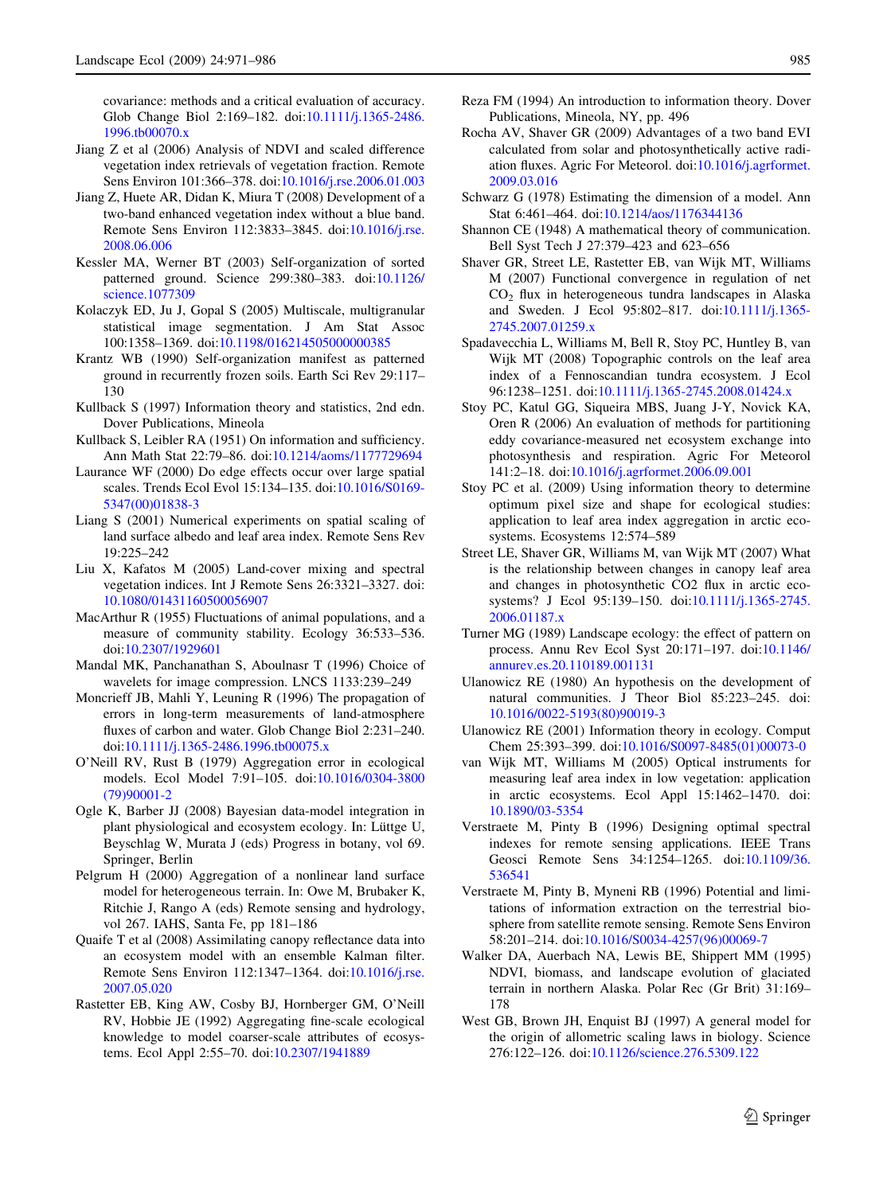covariance: methods and a critical evaluation of accuracy. Glob Change Biol 2:169–182. doi:10.1111/j.1365-2486.1996.tb00070.x

Jiang Z et al (2006) Analysis of NDVI and scaled difference vegetation index retrievals of vegetation fraction. Remote Sens Environ 101:366–378. doi:10.1016/j.rse.2006.01.003

Jiang Z, Huete AR, Didan K, Miura T (2008) Development of a two-band enhanced vegetation index without a blue band. Remote Sens Environ 112:3833–3845. doi:10.1016/j.rse.2008.06.006

Kessler MA, Werner BT (2003) Self-organization of sorted patterned ground. Science 299:380–383. doi:10.1126/science.1077309

Kolaczyk ED, Ju J, Gopal S (2005) Multiscale, multigranular statistical image segmentation. J Am Stat Assoc 100:1358–1369. doi:10.1198/016214505000000385

Krantz WB (1990) Self-organization manifest as patterned ground in recurrently frozen soils. Earth Sci Rev 29:117–130

Kullback S (1997) Information theory and statistics, 2nd edn. Dover Publications, Mineola

Kullback S, Leibler RA (1951) On information and sufficiency. Ann Math Stat 22:79–86. doi:10.1214/aoms/1177729694

Laurance WF (2000) Do edge effects occur over large spatial scales. Trends Ecol Evol 15:134–135. doi:10.1016/S0169-5347(00)01838-3

Liang S (2001) Numerical experiments on spatial scaling of land surface albedo and leaf area index. Remote Sens Rev 19:225–242

Liu X, Kafatos M (2005) Land-cover mixing and spectral vegetation indices. Int J Remote Sens 26:3321–3327. doi:10.1080/01431160500056907

MacArthur R (1955) Fluctuations of animal populations, and a measure of community stability. Ecology 36:533–536. doi:10.2307/1929601

Mandal MK, Panchanathan S, Aboulnasr T (1996) Choice of wavelets for image compression. LNCS 1133:239–249

Moncrieff JB, Mahli Y, Leuning R (1996) The propagation of errors in long-term measurements of land-atmosphere fluxes of carbon and water. Glob Change Biol 2:231–240. doi:10.1111/j.1365-2486.1996.tb00075.x

O'Neill RV, Rust B (1979) Aggregation error in ecological models. Ecol Model 7:91–105. doi:10.1016/0304-3800(79)90001-2

Ogle K, Barber JJ (2008) Bayesian data-model integration in plant physiological and ecosystem ecology. In: Lüttge U, Beyschlag W, Murata J (eds) Progress in botany, vol 69. Springer, Berlin

Pelgrum H (2000) Aggregation of a nonlinear land surface model for heterogeneous terrain. In: Owe M, Brubaker K, Ritchie J, Rango A (eds) Remote sensing and hydrology, vol 267. IAHS, Santa Fe, pp 181–186

Quaife T et al (2008) Assimilating canopy reflectance data into an ecosystem model with an ensemble Kalman filter. Remote Sens Environ 112:1347–1364. doi:10.1016/j.rse.2007.05.020

Rastetter EB, King AW, Cosby BJ, Hornberger GM, O'Neill RV, Hobbie JE (1992) Aggregating fine-scale ecological knowledge to model coarser-scale attributes of ecosystems. Ecol Appl 2:55–70. doi:10.2307/1941889

Reza FM (1994) An introduction to information theory. Dover Publications, Mineola, NY, pp. 496

Rocha AV, Shaver GR (2009) Advantages of a two band EVI calculated from solar and photosynthetically active radiation fluxes. Agric For Meteorol. doi:10.1016/j.agrformet.2009.03.016

Schwarz G (1978) Estimating the dimension of a model. Ann Stat 6:461–464. doi:10.1214/aos/1176344136

Shannon CE (1948) A mathematical theory of communication. Bell Syst Tech J 27:379–423 and 623–656

Shaver GR, Street LE, Rastetter EB, van Wijk MT, Williams M (2007) Functional convergence in regulation of net $CO_2$ flux in heterogeneous tundra landscapes in Alaska and Sweden. J Ecol 95:802–817. doi:10.1111/j.1365-2745.2007.01259.x

Spadavecchia L, Williams M, Bell R, Stoy PC, Huntley B, van Wijk MT (2008) Topographic controls on the leaf area index of a Fennoscandian tundra ecosystem. J Ecol 96:1238–1251. doi:10.1111/j.1365-2745.2008.01424.x

Stoy PC, Katul GG, Siqueira MBS, Juang J-Y, Novick KA, Oren R (2006) An evaluation of methods for partitioning eddy covariance-measured net ecosystem exchange into photosynthesis and respiration. Agric For Meteorol 141:2–18. doi:10.1016/j.agrformet.2006.09.001

Stoy PC et al. (2009) Using information theory to determine optimum pixel size and shape for ecological studies: application to leaf area index aggregation in arctic ecosystems. Ecosystems 12:574–589

Street LE, Shaver GR, Williams M, van Wijk MT (2007) What is the relationship between changes in canopy leaf area and changes in photosynthetic CO2 flux in arctic ecosystems? J Ecol 95:139–150. doi:10.1111/j.1365-2745.2006.01187.x

Turner MG (1989) Landscape ecology: the effect of pattern on process. Annu Rev Ecol Syst 20:171–197. doi:10.1146/annurev.es.20.110189.001131

Ulanowicz RE (1980) An hypothesis on the development of natural communities. J Theor Biol 85:223–245. doi:10.1016/0022-5193(80)90019-3

Ulanowicz RE (2001) Information theory in ecology. Comput Chem 25:393–399. doi:10.1016/S0097-8485(01)00073-0

van Wijk MT, Williams M (2005) Optical instruments for measuring leaf area index in low vegetation: application in arctic ecosystems. Ecol Appl 15:1462–1470. doi:10.1890/03-5354

Verstraete M, Pinty B (1996) Designing optimal spectral indexes for remote sensing applications. IEEE Trans Geosci Remote Sens 34:1254–1265. doi:10.1109/36.536541

Verstraete M, Pinty B, Myneni RB (1996) Potential and limitations of information extraction on the terrestrial biosphere from satellite remote sensing. Remote Sens Environ 58:201–214. doi:10.1016/S0034-4257(96)00069-7

Walker DA, Auerbach NA, Lewis BE, Shippert MM (1995) NDVI, biomass, and landscape evolution of glaciated terrain in northern Alaska. Polar Rec (Gr Brit) 31:169–178

West GB, Brown JH, Enquist BJ (1997) A general model for the origin of allometric scaling laws in biology. Science 276:122–126. doi:10.1126/science.276.5309.122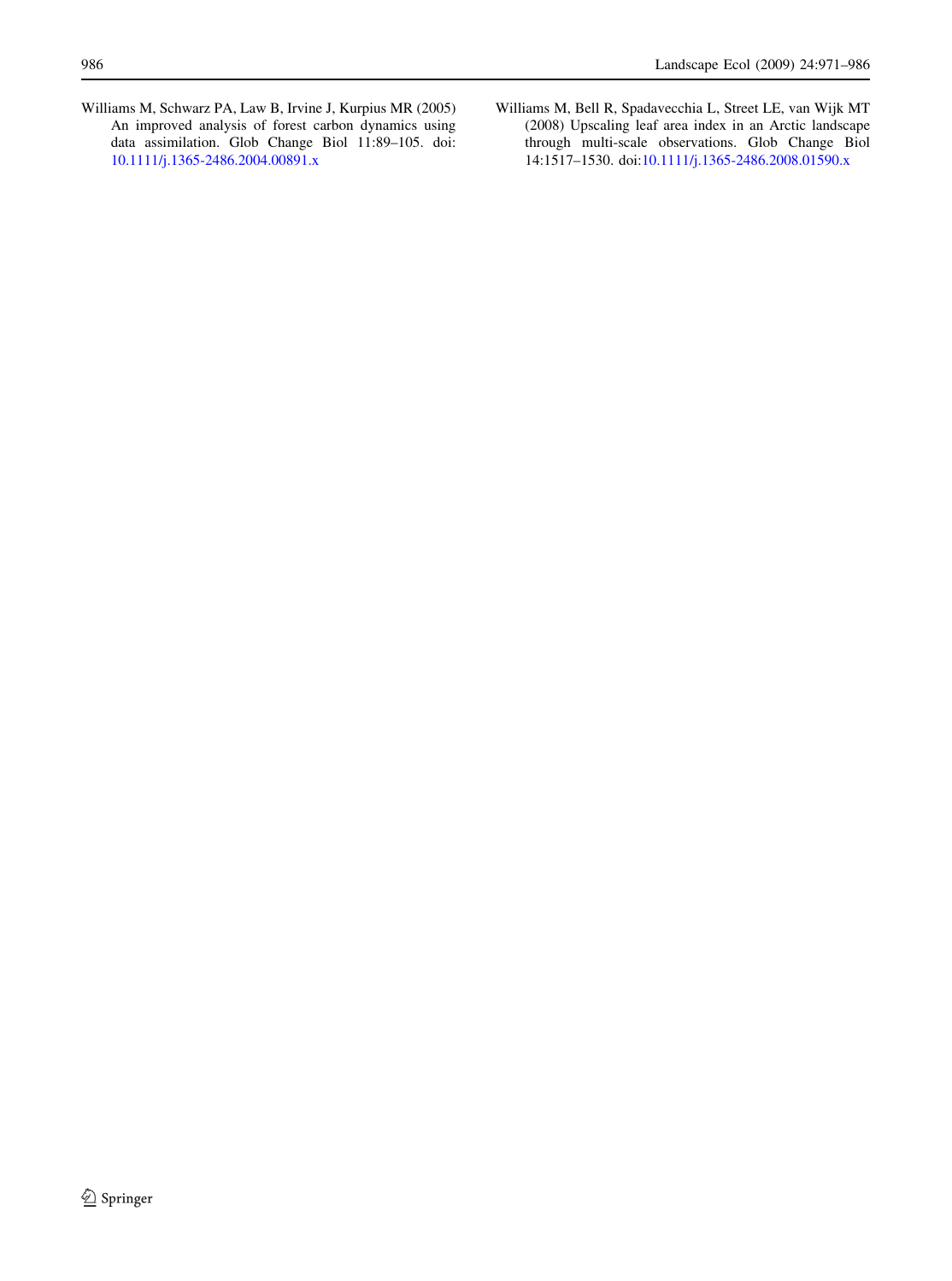Williams M, Schwarz PA, Law B, Irvine J, Kurpius MR (2005) An improved analysis of forest carbon dynamics using data assimilation. Glob Change Biol 11:89–105. doi:10.1111/j.1365-2486.2004.00891.x

Williams M, Bell R, Spadavecchia L, Street LE, van Wijk MT (2008) Upscaling leaf area index in an Arctic landscape through multi-scale observations. Glob Change Biol 14:1517–1530. doi:10.1111/j.1365-2486.2008.01590.x